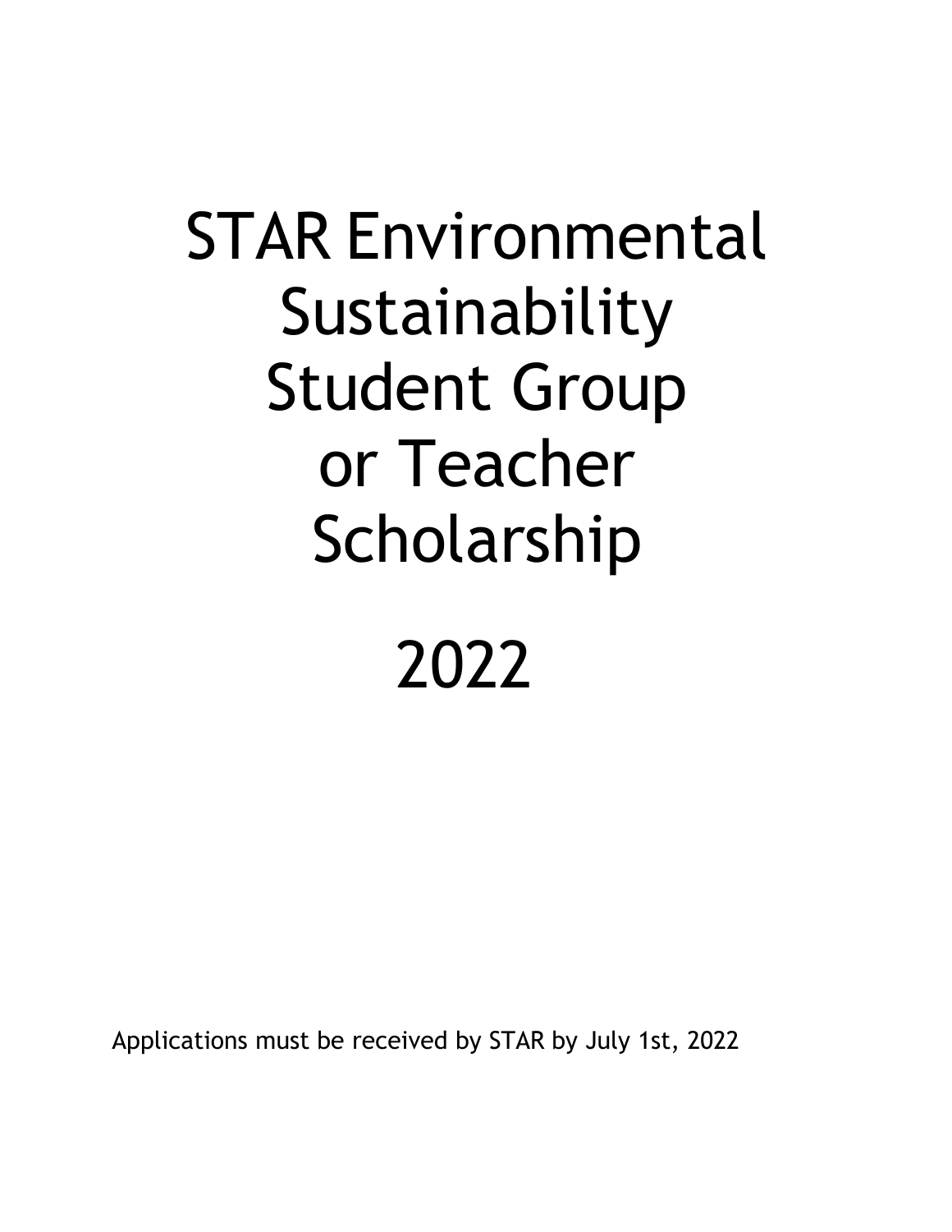# STAR Environmental Sustainability Student Group or Teacher Scholarship

# 2022

Applications must be received by STAR by July 1st, 2022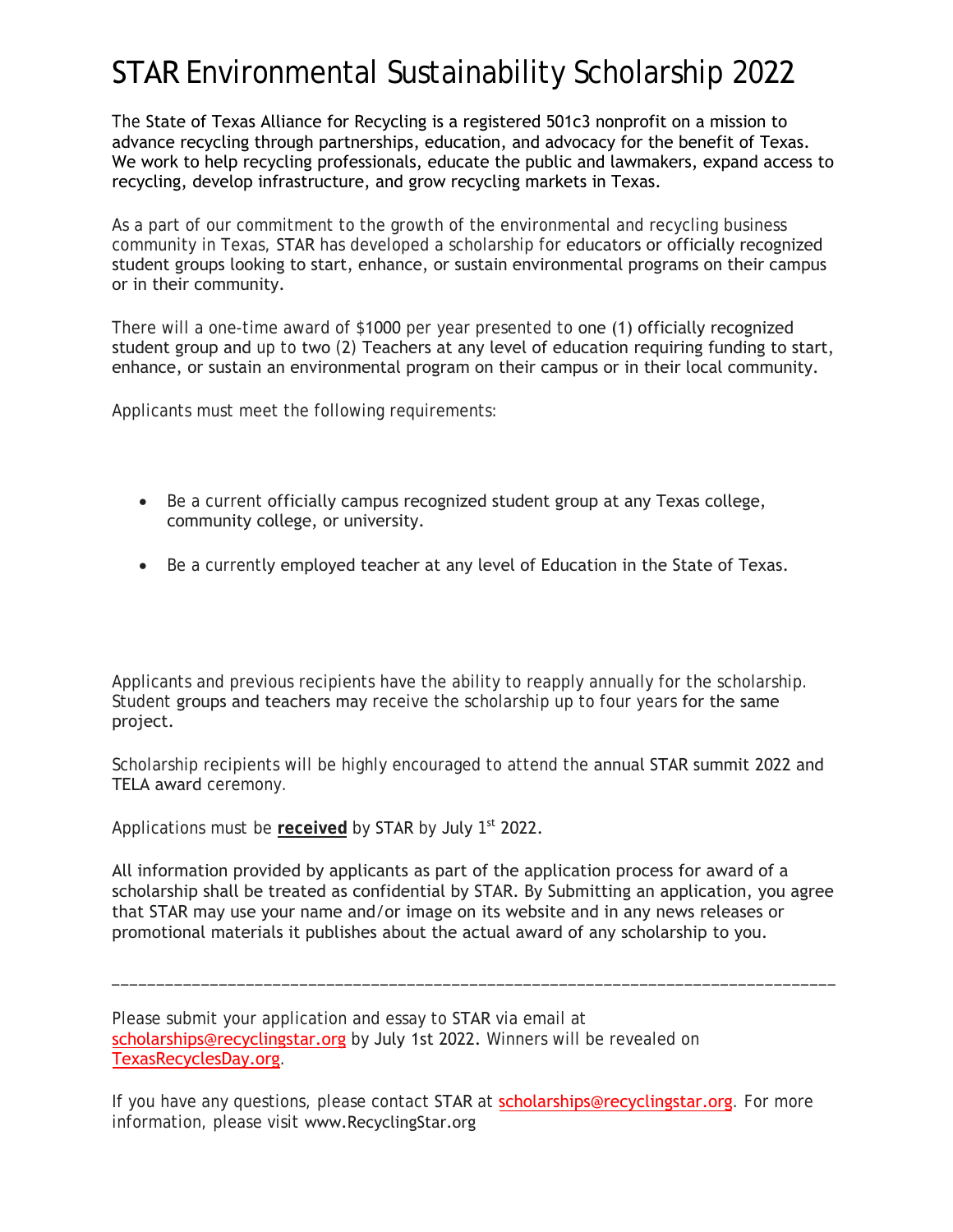# STAR Environmental Sustainability Scholarship 2022

The State of Texas Alliance for Recycling is a registered 501c3 nonprofit on a mission to advance recycling through partnerships, education, and advocacy for the benefit of Texas. We work to help recycling professionals, educate the public and lawmakers, expand access to recycling, develop infrastructure, and grow recycling markets in Texas.

As a part of our commitment to the growth of the environmental and recycling business community in Texas, STAR has developed a scholarship for educators or officially recognized student groups looking to start, enhance, or sustain environmental programs on their campus or in their community.

There will a one-time award of $1000 per year presented to one (1) officially recognized student group and up to two (2) Teachers at any level of education requiring funding to start, enhance, or sustain an environmental program on their campus or in their local community.

Applicants must meet the following requirements:

- Be a current officially campus recognized student group at any Texas college, community college, or university.
- Be a currently employed teacher at any level of Education in the State of Texas.

Applicants and previous recipients have the ability to reapply annually for the scholarship. Student groups and teachers may receive the scholarship up to four years for the same project.

Scholarship recipients will be highly encouraged to attend the annual STAR summit 2022 and TELA award ceremony.

Applications must be **received** by STAR by July 1st 2022.

All information provided by applicants as part of the application process for award of a scholarship shall be treated as confidential by STAR. By Submitting an application, you agree that STAR may use your name and/or image on its website and in any news releases or promotional materials it publishes about the actual award of any scholarship to you.

---

Please submit your application and essay to STAR via email at scholarships@recyclingstar.org by July 1st 2022. Winners will be revealed on TexasRecyclesDay.org.

If you have any questions, please contact STAR at scholarships@recyclingstar.org. For more information, please visit www.RecyclingStar.org